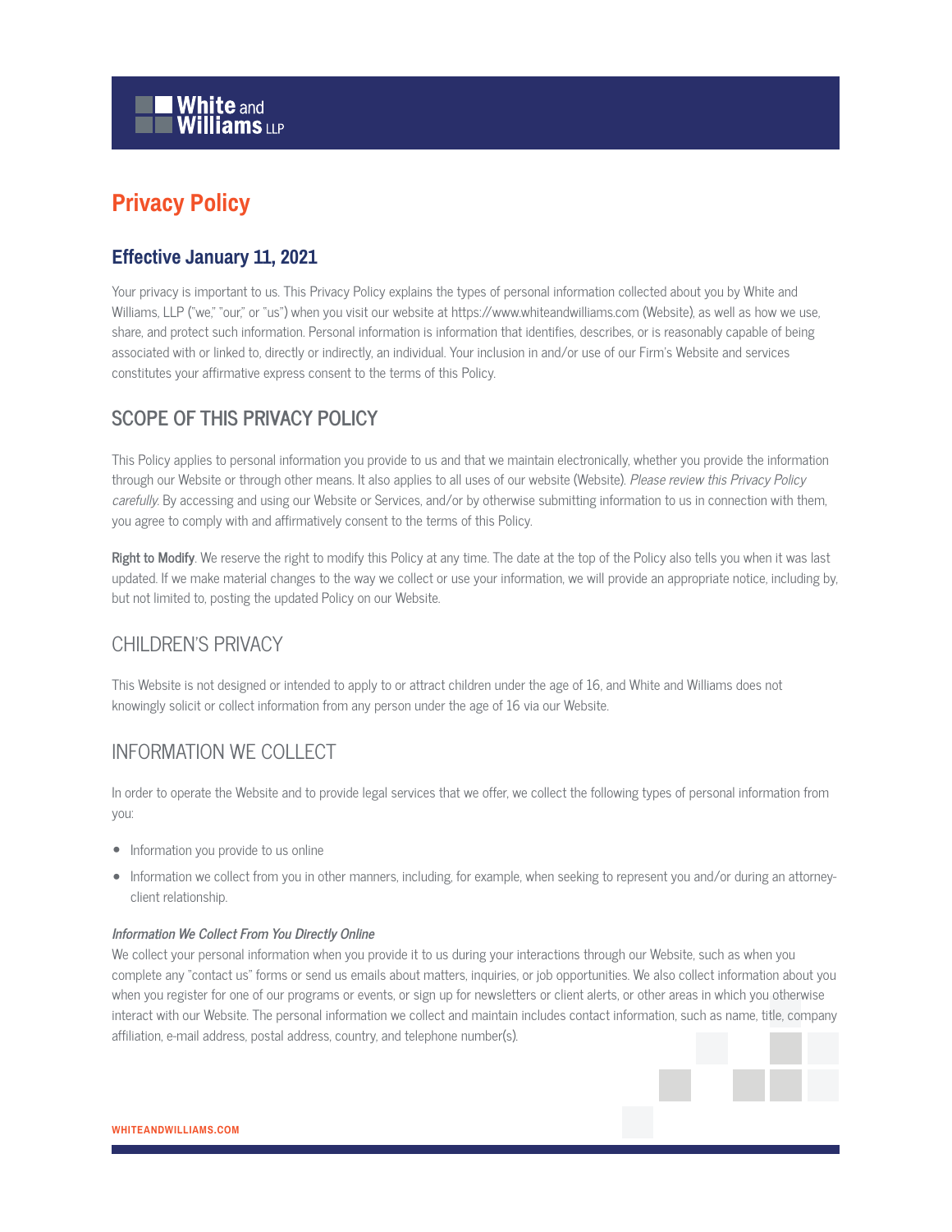# Privacy Policy

## Effective January 11, 2021

Your privacy is important to us. This Privacy Policy explains the types of personal information collected about you by White and Williams, LLP ("we," "our," or "us") when you visit our website at https://www.whiteandwilliams.com (Website), as well as how we use, share, and protect such information. Personal information is information that identifies, describes, or is reasonably capable of being associated with or linked to, directly or indirectly, an individual. Your inclusion in and/or use of our Firm's Website and services constitutes your affirmative express consent to the terms of this Policy.

## SCOPE OF THIS PRIVACY POLICY

This Policy applies to personal information you provide to us and that we maintain electronically, whether you provide the information through our Website or through other means. It also applies to all uses of our website (Website). *Please review this Privacy Policy carefully.* By accessing and using our Website or Services, and/or by otherwise submitting information to us in connection with them, you agree to comply with and affirmatively consent to the terms of this Policy.

**Right to Modify**. We reserve the right to modify this Policy at any time. The date at the top of the Policy also tells you when it was last updated. If we make material changes to the way we collect or use your information, we will provide an appropriate notice, including by, but not limited to, posting the updated Policy on our Website.

## CHILDREN'S PRIVACY

This Website is not designed or intended to apply to or attract children under the age of 16, and White and Williams does not knowingly solicit or collect information from any person under the age of 16 via our Website.

## INFORMATION WE COLLECT

In order to operate the Website and to provide legal services that we offer, we collect the following types of personal information from you:

- Information you provide to us online
- Information we collect from you in other manners, including, for example, when seeking to represent you and/or during an attorney-client relationship.

***Information We Collect From You Directly Online***

We collect your personal information when you provide it to us during your interactions through our Website, such as when you complete any "contact us" forms or send us emails about matters, inquiries, or job opportunities. We also collect information about you when you register for one of our programs or events, or sign up for newsletters or client alerts, or other areas in which you otherwise interact with our Website. The personal information we collect and maintain includes contact information, such as name, title, company affiliation, e-mail address, postal address, country, and telephone number(s).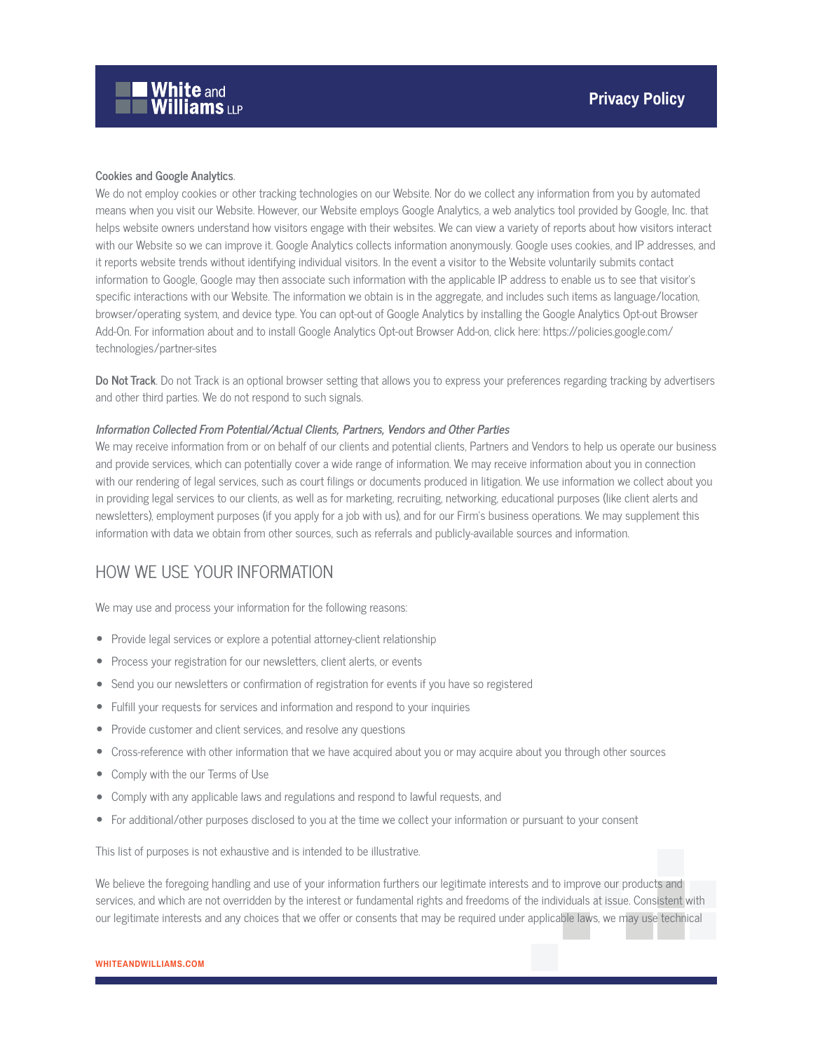**Cookies and Google Analytics**.

We do not employ cookies or other tracking technologies on our Website. Nor do we collect any information from you by automated means when you visit our Website. However, our Website employs Google Analytics, a web analytics tool provided by Google, Inc. that helps website owners understand how visitors engage with their websites. We can view a variety of reports about how visitors interact with our Website so we can improve it. Google Analytics collects information anonymously. Google uses cookies, and IP addresses, and it reports website trends without identifying individual visitors. In the event a visitor to the Website voluntarily submits contact information to Google, Google may then associate such information with the applicable IP address to enable us to see that visitor's specific interactions with our Website. The information we obtain is in the aggregate, and includes such items as language/location, browser/operating system, and device type. You can opt-out of Google Analytics by installing the Google Analytics Opt-out Browser Add-On. For information about and to install Google Analytics Opt-out Browser Add-on, click here: https://policies.google.com/technologies/partner-sites

**Do Not Track**. Do not Track is an optional browser setting that allows you to express your preferences regarding tracking by advertisers and other third parties. We do not respond to such signals.

***Information Collected From Potential/Actual Clients, Partners, Vendors and Other Parties***

We may receive information from or on behalf of our clients and potential clients, Partners and Vendors to help us operate our business and provide services, which can potentially cover a wide range of information. We may receive information about you in connection with our rendering of legal services, such as court filings or documents produced in litigation. We use information we collect about you in providing legal services to our clients, as well as for marketing, recruiting, networking, educational purposes (like client alerts and newsletters), employment purposes (if you apply for a job with us), and for our Firm's business operations. We may supplement this information with data we obtain from other sources, such as referrals and publicly-available sources and information.

## HOW WE USE YOUR INFORMATION

We may use and process your information for the following reasons:

- Provide legal services or explore a potential attorney-client relationship
- Process your registration for our newsletters, client alerts, or events
- Send you our newsletters or confirmation of registration for events if you have so registered
- Fulfill your requests for services and information and respond to your inquiries
- Provide customer and client services, and resolve any questions
- Cross-reference with other information that we have acquired about you or may acquire about you through other sources
- Comply with the our Terms of Use
- Comply with any applicable laws and regulations and respond to lawful requests, and
- For additional/other purposes disclosed to you at the time we collect your information or pursuant to your consent

This list of purposes is not exhaustive and is intended to be illustrative.

We believe the foregoing handling and use of your information furthers our legitimate interests and to improve our products and services, and which are not overridden by the interest or fundamental rights and freedoms of the individuals at issue. Consistent with our legitimate interests and any choices that we offer or consents that may be required under applicable laws, we may use technical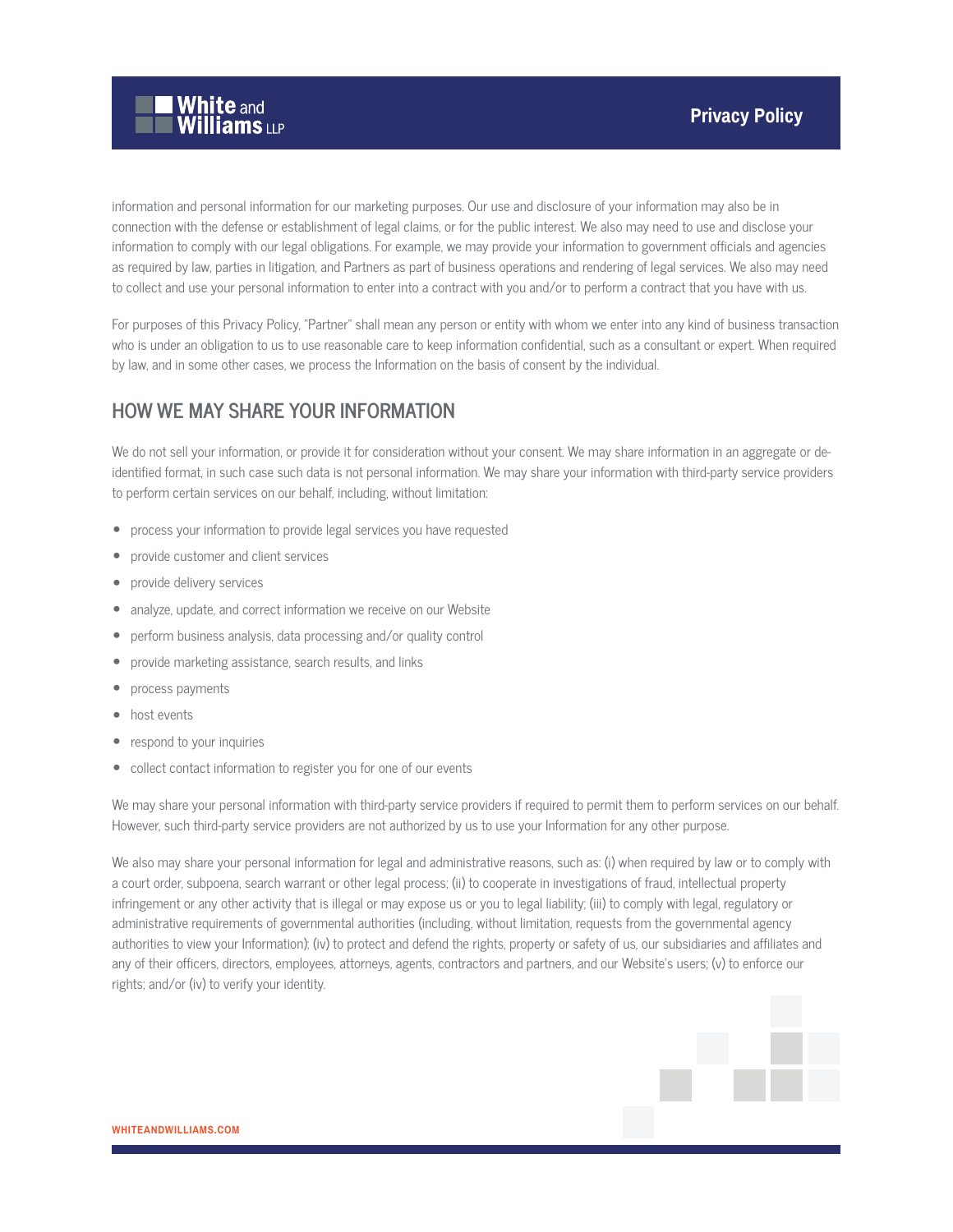information and personal information for our marketing purposes. Our use and disclosure of your information may also be in connection with the defense or establishment of legal claims, or for the public interest. We also may need to use and disclose your information to comply with our legal obligations. For example, we may provide your information to government officials and agencies as required by law, parties in litigation, and Partners as part of business operations and rendering of legal services. We also may need to collect and use your personal information to enter into a contract with you and/or to perform a contract that you have with us.

For purposes of this Privacy Policy, "Partner" shall mean any person or entity with whom we enter into any kind of business transaction who is under an obligation to us to use reasonable care to keep information confidential, such as a consultant or expert. When required by law, and in some other cases, we process the Information on the basis of consent by the individual.

## HOW WE MAY SHARE YOUR INFORMATION

We do not sell your information, or provide it for consideration without your consent. We may share information in an aggregate or de-identified format, in such case such data is not personal information. We may share your information with third-party service providers to perform certain services on our behalf, including, without limitation:

- process your information to provide legal services you have requested
- provide customer and client services
- provide delivery services
- analyze, update, and correct information we receive on our Website
- perform business analysis, data processing and/or quality control
- provide marketing assistance, search results, and links
- process payments
- host events
- respond to your inquiries
- collect contact information to register you for one of our events

We may share your personal information with third-party service providers if required to permit them to perform services on our behalf. However, such third-party service providers are not authorized by us to use your Information for any other purpose.

We also may share your personal information for legal and administrative reasons, such as: (i) when required by law or to comply with a court order, subpoena, search warrant or other legal process; (ii) to cooperate in investigations of fraud, intellectual property infringement or any other activity that is illegal or may expose us or you to legal liability; (iii) to comply with legal, regulatory or administrative requirements of governmental authorities (including, without limitation, requests from the governmental agency authorities to view your Information); (iv) to protect and defend the rights, property or safety of us, our subsidiaries and affiliates and any of their officers, directors, employees, attorneys, agents, contractors and partners, and our Website's users; (v) to enforce our rights; and/or (iv) to verify your identity.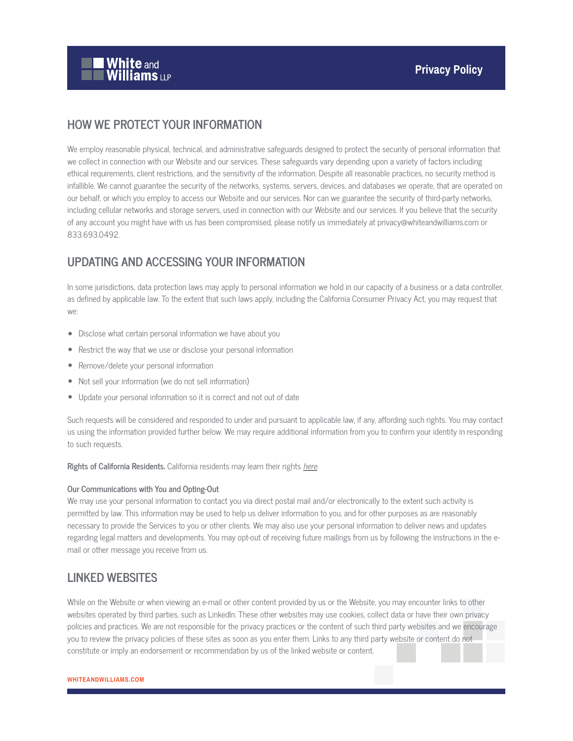## HOW WE PROTECT YOUR INFORMATION

We employ reasonable physical, technical, and administrative safeguards designed to protect the security of personal information that we collect in connection with our Website and our services. These safeguards vary depending upon a variety of factors including ethical requirements, client restrictions, and the sensitivity of the information. Despite all reasonable practices, no security method is infallible. We cannot guarantee the security of the networks, systems, servers, devices, and databases we operate, that are operated on our behalf, or which you employ to access our Website and our services. Nor can we guarantee the security of third-party networks, including cellular networks and storage servers, used in connection with our Website and our services. If you believe that the security of any account you might have with us has been compromised, please notify us immediately at privacy@whiteandwilliams.com or 833.693.0492.

## UPDATING AND ACCESSING YOUR INFORMATION

In some jurisdictions, data protection laws may apply to personal information we hold in our capacity of a business or a data controller, as defined by applicable law. To the extent that such laws apply, including the California Consumer Privacy Act, you may request that we:

- Disclose what certain personal information we have about you
- Restrict the way that we use or disclose your personal information
- Remove/delete your personal information
- Not sell your information (we do not sell information)
- Update your personal information so it is correct and not out of date

Such requests will be considered and responded to under and pursuant to applicable law, if any, affording such rights. You may contact us using the information provided further below. We may require additional information from you to confirm your identity in responding to such requests.

**Rights of California Residents.** California residents may learn their rights *here*.

### Our Communications with You and Opting-Out

We may use your personal information to contact you via direct postal mail and/or electronically to the extent such activity is permitted by law. This information may be used to help us deliver information to you, and for other purposes as are reasonably necessary to provide the Services to you or other clients. We may also use your personal information to deliver news and updates regarding legal matters and developments. You may opt-out of receiving future mailings from us by following the instructions in the e-mail or other message you receive from us.

## LINKED WEBSITES

While on the Website or when viewing an e-mail or other content provided by us or the Website, you may encounter links to other websites operated by third parties, such as LinkedIn. These other websites may use cookies, collect data or have their own privacy policies and practices. We are not responsible for the privacy practices or the content of such third party websites and we encourage you to review the privacy policies of these sites as soon as you enter them. Links to any third party website or content do not constitute or imply an endorsement or recommendation by us of the linked website or content.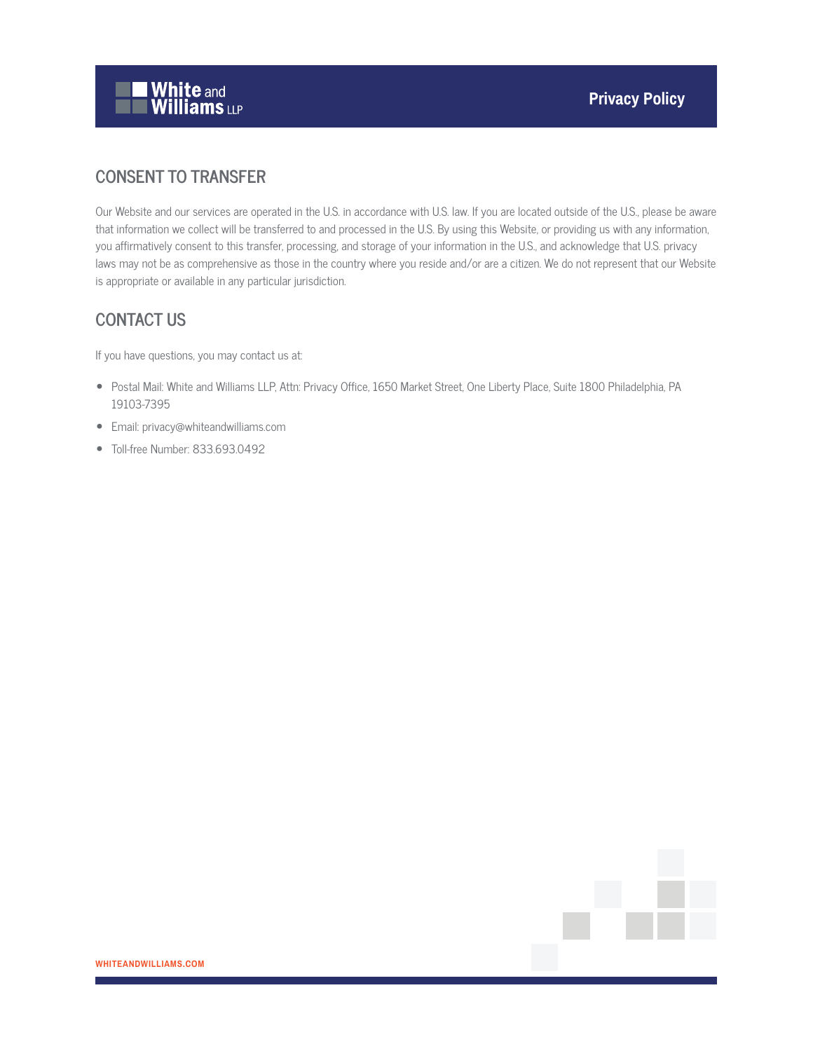## CONSENT TO TRANSFER

Our Website and our services are operated in the U.S. in accordance with U.S. law. If you are located outside of the U.S., please be aware that information we collect will be transferred to and processed in the U.S. By using this Website, or providing us with any information, you affirmatively consent to this transfer, processing, and storage of your information in the U.S., and acknowledge that U.S. privacy laws may not be as comprehensive as those in the country where you reside and/or are a citizen. We do not represent that our Website is appropriate or available in any particular jurisdiction.

## CONTACT US

If you have questions, you may contact us at:

- Postal Mail: White and Williams LLP, Attn: Privacy Office, 1650 Market Street, One Liberty Place, Suite 1800 Philadelphia, PA 19103-7395
- Email: privacy@whiteandwilliams.com
- Toll-free Number: 833.693.0492